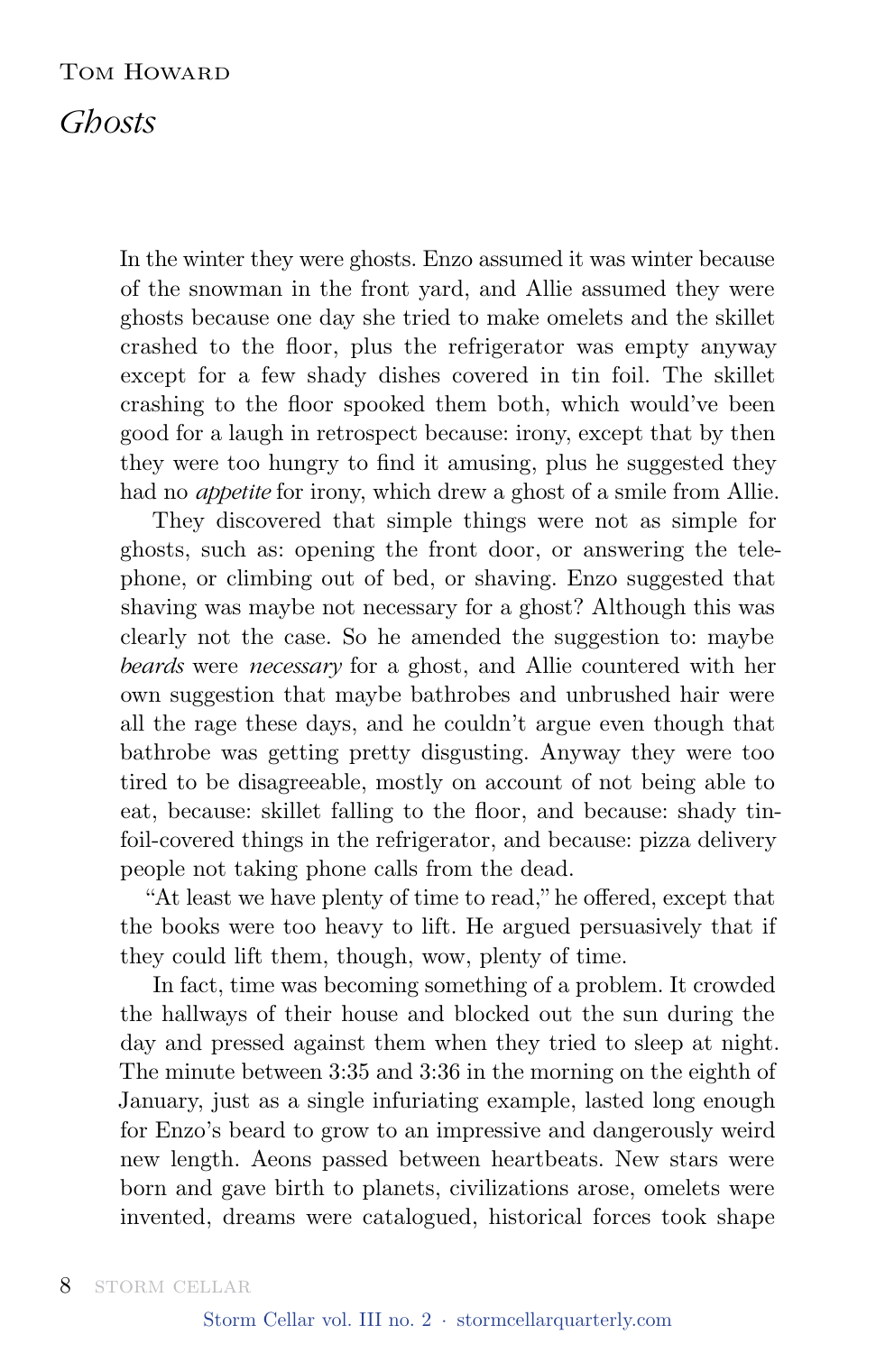Tom Howard

# *Ghosts*

In the winter they were ghosts. Enzo assumed it was winter because of the snowman in the front yard, and Allie assumed they were ghosts because one day she tried to make omelets and the skillet crashed to the floor, plus the refrigerator was empty anyway except for a few shady dishes covered in tin foil. The skillet crashing to the floor spooked them both, which would've been good for a laugh in retrospect because: irony, except that by then they were too hungry to find it amusing, plus he suggested they had no *appetite* for irony, which drew a ghost of a smile from Allie.

They discovered that simple things were not as simple for ghosts, such as: opening the front door, or answering the telephone, or climbing out of bed, or shaving. Enzo suggested that shaving was maybe not necessary for a ghost? Although this was clearly not the case. So he amended the suggestion to: maybe *beards* were *necessary* for a ghost, and Allie countered with her own suggestion that maybe bathrobes and unbrushed hair were all the rage these days, and he couldn't argue even though that bathrobe was getting pretty disgusting. Anyway they were too tired to be disagreeable, mostly on account of not being able to eat, because: skillet falling to the floor, and because: shady tin-foil-covered things in the refrigerator, and because: pizza delivery people not taking phone calls from the dead.

"At least we have plenty of time to read," he offered, except that the books were too heavy to lift. He argued persuasively that if they could lift them, though, wow, plenty of time.

In fact, time was becoming something of a problem. It crowded the hallways of their house and blocked out the sun during the day and pressed against them when they tried to sleep at night. The minute between 3:35 and 3:36 in the morning on the eighth of January, just as a single infuriating example, lasted long enough for Enzo's beard to grow to an impressive and dangerously weird new length. Aeons passed between heartbeats. New stars were born and gave birth to planets, civilizations arose, omelets were invented, dreams were catalogued, historical forces took shape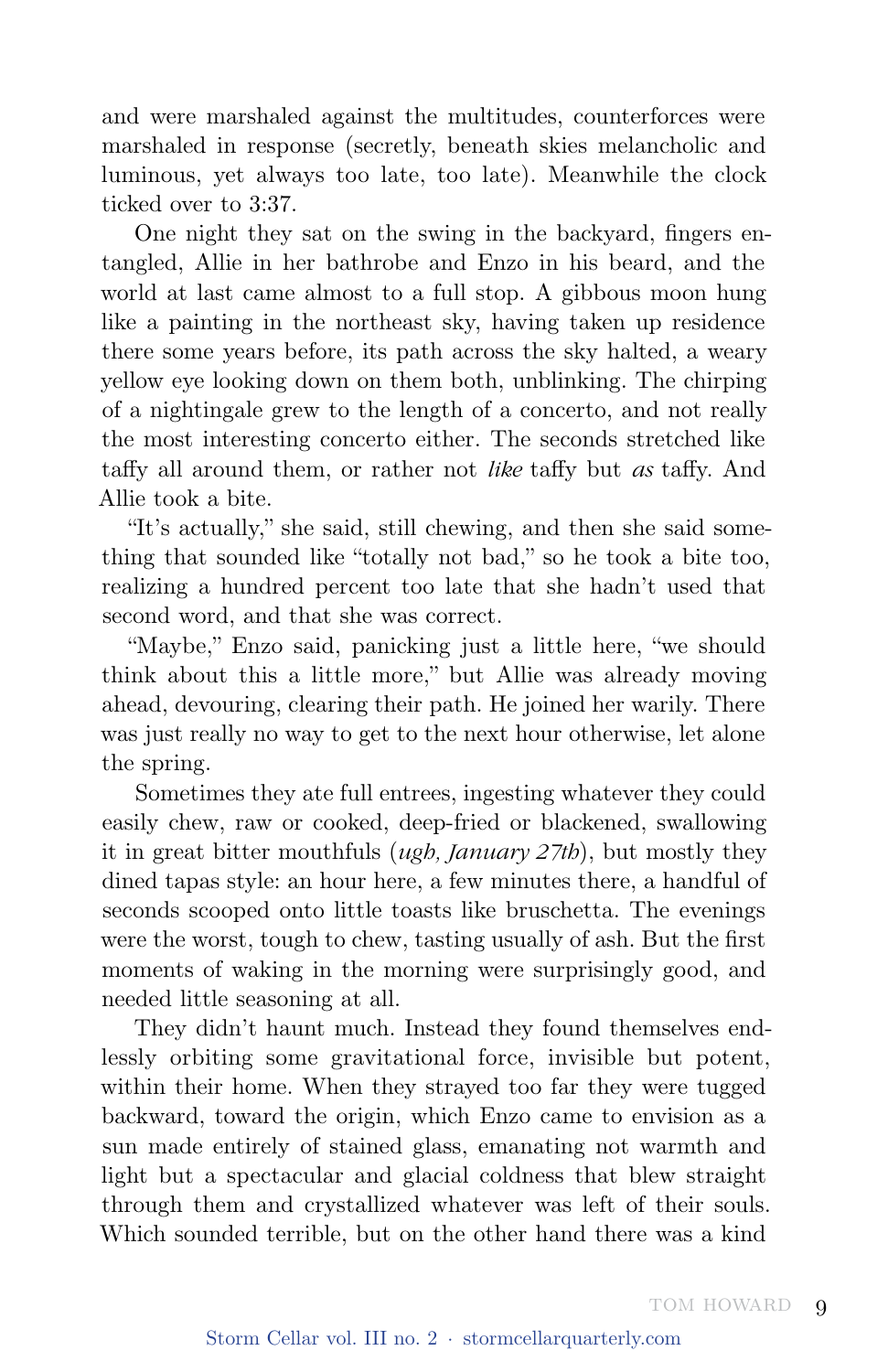and were marshaled against the multitudes, counterforces were marshaled in response (secretly, beneath skies melancholic and luminous, yet always too late, too late). Meanwhile the clock ticked over to 3:37.

One night they sat on the swing in the backyard, fingers entangled, Allie in her bathrobe and Enzo in his beard, and the world at last came almost to a full stop. A gibbous moon hung like a painting in the northeast sky, having taken up residence there some years before, its path across the sky halted, a weary yellow eye looking down on them both, unblinking. The chirping of a nightingale grew to the length of a concerto, and not really the most interesting concerto either. The seconds stretched like taffy all around them, or rather not *like* taffy but *as* taffy. And Allie took a bite.

"It's actually," she said, still chewing, and then she said something that sounded like "totally not bad," so he took a bite too, realizing a hundred percent too late that she hadn't used that second word, and that she was correct.

"Maybe," Enzo said, panicking just a little here, "we should think about this a little more," but Allie was already moving ahead, devouring, clearing their path. He joined her warily. There was just really no way to get to the next hour otherwise, let alone the spring.

Sometimes they ate full entrees, ingesting whatever they could easily chew, raw or cooked, deep-fried or blackened, swallowing it in great bitter mouthfuls (*ugh, January 27th*), but mostly they dined tapas style: an hour here, a few minutes there, a handful of seconds scooped onto little toasts like bruschetta. The evenings were the worst, tough to chew, tasting usually of ash. But the first moments of waking in the morning were surprisingly good, and needed little seasoning at all.

They didn't haunt much. Instead they found themselves endlessly orbiting some gravitational force, invisible but potent, within their home. When they strayed too far they were tugged backward, toward the origin, which Enzo came to envision as a sun made entirely of stained glass, emanating not warmth and light but a spectacular and glacial coldness that blew straight through them and crystallized whatever was left of their souls. Which sounded terrible, but on the other hand there was a kind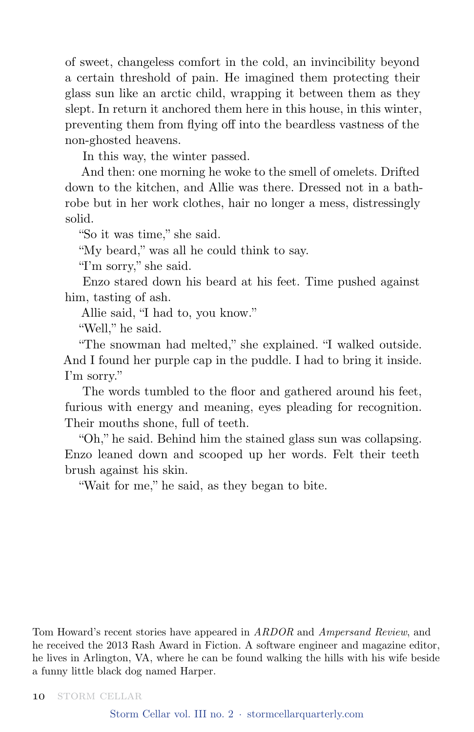of sweet, changeless comfort in the cold, an invincibility beyond a certain threshold of pain. He imagined them protecting their glass sun like an arctic child, wrapping it between them as they slept. In return it anchored them here in this house, in this winter, preventing them from flying off into the beardless vastness of the non-ghosted heavens.

In this way, the winter passed.

And then: one morning he woke to the smell of omelets. Drifted down to the kitchen, and Allie was there. Dressed not in a bathrobe but in her work clothes, hair no longer a mess, distressingly solid.

"So it was time," she said.

"My beard," was all he could think to say.

"I'm sorry," she said.

Enzo stared down his beard at his feet. Time pushed against him, tasting of ash.

Allie said, "I had to, you know."

"Well," he said.

"The snowman had melted," she explained. "I walked outside. And I found her purple cap in the puddle. I had to bring it inside. I'm sorry."

The words tumbled to the floor and gathered around his feet, furious with energy and meaning, eyes pleading for recognition. Their mouths shone, full of teeth.

"Oh," he said. Behind him the stained glass sun was collapsing. Enzo leaned down and scooped up her words. Felt their teeth brush against his skin.

"Wait for me," he said, as they began to bite.

Tom Howard's recent stories have appeared in *ARDOR* and *Ampersand Review*, and he received the 2013 Rash Award in Fiction. A software engineer and magazine editor, he lives in Arlington, VA, where he can be found walking the hills with his wife beside a funny little black dog named Harper.